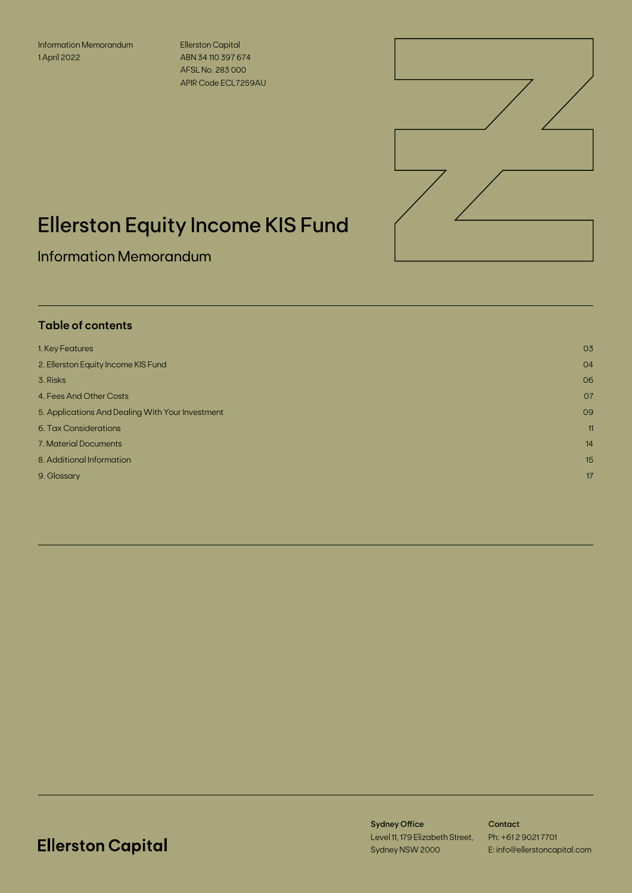Information Memorandum
1 April 2022

Ellerston Capital
ABN 34 110 397 674
AFSL No. 283 000
APIR Code ECL7259AU

# Ellerston Equity Income KIS Fund

## Information Memorandum

### Table of contents

| | |
|---|---|
| 1. Key Features | 03 |
| 2. Ellerston Equity Income KIS Fund | 04 |
| 3. Risks | 06 |
| 4. Fees And Other Costs | 07 |
| 5. Applications And Dealing With Your Investment | 09 |
| 6. Tax Considerations | 11 |
| 7. Material Documents | 14 |
| 8. Additional Information | 15 |
| 9. Glossary | 17 |

**Ellerston Capital**

**Sydney Office**
Level 11, 179 Elizabeth Street,
Sydney NSW 2000

**Contact**
Ph: +61 2 9021 7701
E: info@ellerstoncapital.com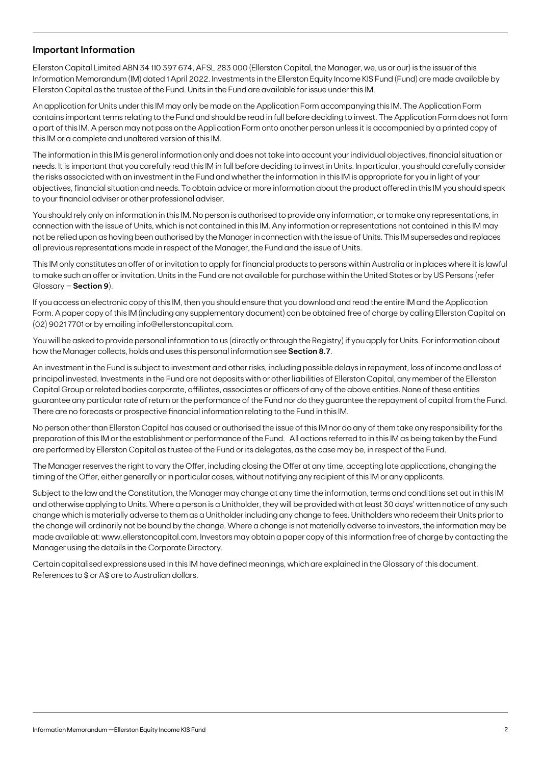## Important Information

Ellerston Capital Limited ABN 34 110 397 674, AFSL 283 000 (Ellerston Capital, the Manager, we, us or our) is the issuer of this Information Memorandum (IM) dated 1 April 2022. Investments in the Ellerston Equity Income KIS Fund (Fund) are made available by Ellerston Capital as the trustee of the Fund. Units in the Fund are available for issue under this IM.

An application for Units under this IM may only be made on the Application Form accompanying this IM. The Application Form contains important terms relating to the Fund and should be read in full before deciding to invest. The Application Form does not form a part of this IM. A person may not pass on the Application Form onto another person unless it is accompanied by a printed copy of this IM or a complete and unaltered version of this IM.

The information in this IM is general information only and does not take into account your individual objectives, financial situation or needs. It is important that you carefully read this IM in full before deciding to invest in Units. In particular, you should carefully consider the risks associated with an investment in the Fund and whether the information in this IM is appropriate for you in light of your objectives, financial situation and needs. To obtain advice or more information about the product offered in this IM you should speak to your financial adviser or other professional adviser.

You should rely only on information in this IM. No person is authorised to provide any information, or to make any representations, in connection with the issue of Units, which is not contained in this IM. Any information or representations not contained in this IM may not be relied upon as having been authorised by the Manager in connection with the issue of Units. This IM supersedes and replaces all previous representations made in respect of the Manager, the Fund and the issue of Units.

This IM only constitutes an offer of or invitation to apply for financial products to persons within Australia or in places where it is lawful to make such an offer or invitation. Units in the Fund are not available for purchase within the United States or by US Persons (refer Glossary – **Section 9**).

If you access an electronic copy of this IM, then you should ensure that you download and read the entire IM and the Application Form. A paper copy of this IM (including any supplementary document) can be obtained free of charge by calling Ellerston Capital on (02) 9021 7701 or by emailing info@ellerstoncapital.com.

You will be asked to provide personal information to us (directly or through the Registry) if you apply for Units. For information about how the Manager collects, holds and uses this personal information see **Section 8.7**.

An investment in the Fund is subject to investment and other risks, including possible delays in repayment, loss of income and loss of principal invested. Investments in the Fund are not deposits with or other liabilities of Ellerston Capital, any member of the Ellerston Capital Group or related bodies corporate, affiliates, associates or officers of any of the above entities. None of these entities guarantee any particular rate of return or the performance of the Fund nor do they guarantee the repayment of capital from the Fund. There are no forecasts or prospective financial information relating to the Fund in this IM.

No person other than Ellerston Capital has caused or authorised the issue of this IM nor do any of them take any responsibility for the preparation of this IM or the establishment or performance of the Fund. All actions referred to in this IM as being taken by the Fund are performed by Ellerston Capital as trustee of the Fund or its delegates, as the case may be, in respect of the Fund.

The Manager reserves the right to vary the Offer, including closing the Offer at any time, accepting late applications, changing the timing of the Offer, either generally or in particular cases, without notifying any recipient of this IM or any applicants.

Subject to the law and the Constitution, the Manager may change at any time the information, terms and conditions set out in this IM and otherwise applying to Units. Where a person is a Unitholder, they will be provided with at least 30 days' written notice of any such change which is materially adverse to them as a Unitholder including any change to fees. Unitholders who redeem their Units prior to the change will ordinarily not be bound by the change. Where a change is not materially adverse to investors, the information may be made available at: www.ellerstoncapital.com. Investors may obtain a paper copy of this information free of charge by contacting the Manager using the details in the Corporate Directory.

Certain capitalised expressions used in this IM have defined meanings, which are explained in the Glossary of this document. References to $ or A$ are to Australian dollars.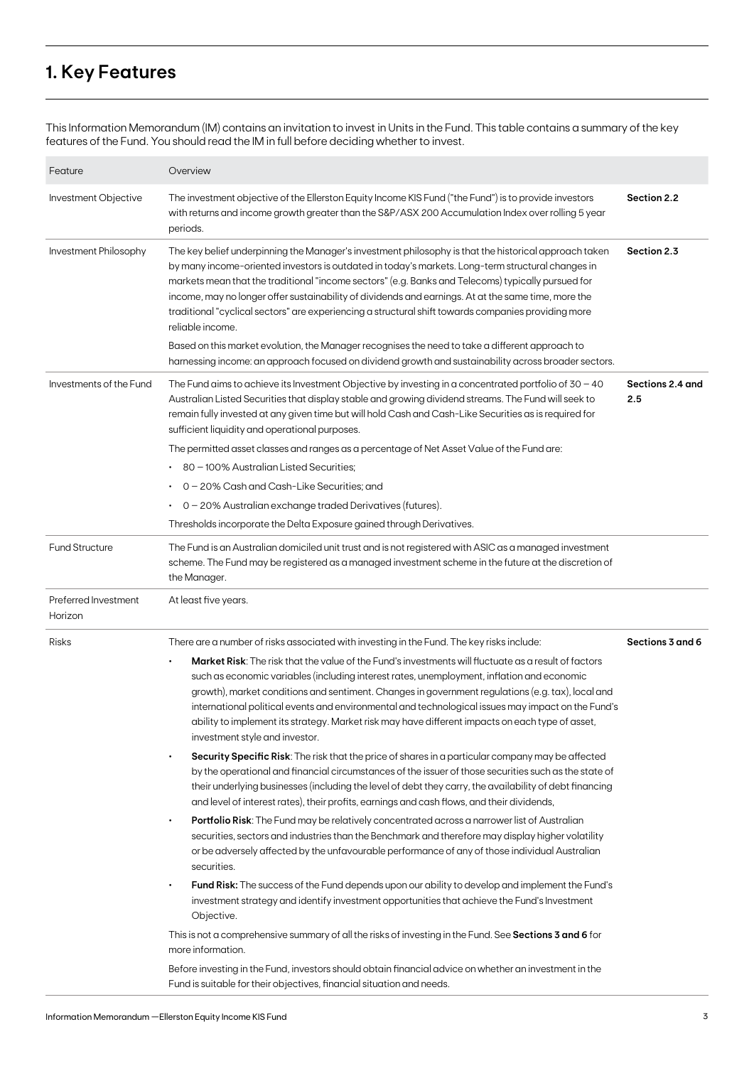# 1. Key Features

This Information Memorandum (IM) contains an invitation to invest in Units in the Fund. This table contains a summary of the key features of the Fund. You should read the IM in full before deciding whether to invest.

| Feature | Overview | |
|---|---|---|
| Investment Objective | The investment objective of the Ellerston Equity Income KIS Fund ("the Fund") is to provide investors with returns and income growth greater than the S&P/ASX 200 Accumulation Index over rolling 5 year periods. | **Section 2.2** |
| Investment Philosophy | The key belief underpinning the Manager's investment philosophy is that the historical approach taken by many income-oriented investors is outdated in today's markets. Long-term structural changes in markets mean that the traditional "income sectors" (e.g. Banks and Telecoms) typically pursued for income, may no longer offer sustainability of dividends and earnings. At at the same time, more the traditional "cyclical sectors" are experiencing a structural shift towards companies providing more reliable income.<br><br>Based on this market evolution, the Manager recognises the need to take a different approach to harnessing income: an approach focused on dividend growth and sustainability across broader sectors. | **Section 2.3** |
| Investments of the Fund | The Fund aims to achieve its Investment Objective by investing in a concentrated portfolio of 30 – 40 Australian Listed Securities that display stable and growing dividend streams. The Fund will seek to remain fully invested at any given time but will hold Cash and Cash-Like Securities as is required for sufficient liquidity and operational purposes.<br><br>The permitted asset classes and ranges as a percentage of Net Asset Value of the Fund are:<br>• 80 – 100% Australian Listed Securities;<br>• 0 – 20% Cash and Cash-Like Securities; and<br>• 0 – 20% Australian exchange traded Derivatives (futures).<br><br>Thresholds incorporate the Delta Exposure gained through Derivatives. | **Sections 2.4 and 2.5** |
| Fund Structure | The Fund is an Australian domiciled unit trust and is not registered with ASIC as a managed investment scheme. The Fund may be registered as a managed investment scheme in the future at the discretion of the Manager. | |
| Preferred Investment Horizon | At least five years. | |
| Risks | There are a number of risks associated with investing in the Fund. The key risks include:<br>• **Market Risk**: The risk that the value of the Fund's investments will fluctuate as a result of factors such as economic variables (including interest rates, unemployment, inflation and economic growth), market conditions and sentiment. Changes in government regulations (e.g. tax), local and international political events and environmental and technological issues may impact on the Fund's ability to implement its strategy. Market risk may have different impacts on each type of asset, investment style and investor.<br>• **Security Specific Risk**: The risk that the price of shares in a particular company may be affected by the operational and financial circumstances of the issuer of those securities such as the state of their underlying businesses (including the level of debt they carry, the availability of debt financing and level of interest rates), their profits, earnings and cash flows, and their dividends,<br>• **Portfolio Risk**: The Fund may be relatively concentrated across a narrower list of Australian securities, sectors and industries than the Benchmark and therefore may display higher volatility or be adversely affected by the unfavourable performance of any of those individual Australian securities.<br>• **Fund Risk:** The success of the Fund depends upon our ability to develop and implement the Fund's investment strategy and identify investment opportunities that achieve the Fund's Investment Objective.<br><br>This is not a comprehensive summary of all the risks of investing in the Fund. See **Sections 3 and 6** for more information.<br><br>Before investing in the Fund, investors should obtain financial advice on whether an investment in the Fund is suitable for their objectives, financial situation and needs. | **Sections 3 and 6** |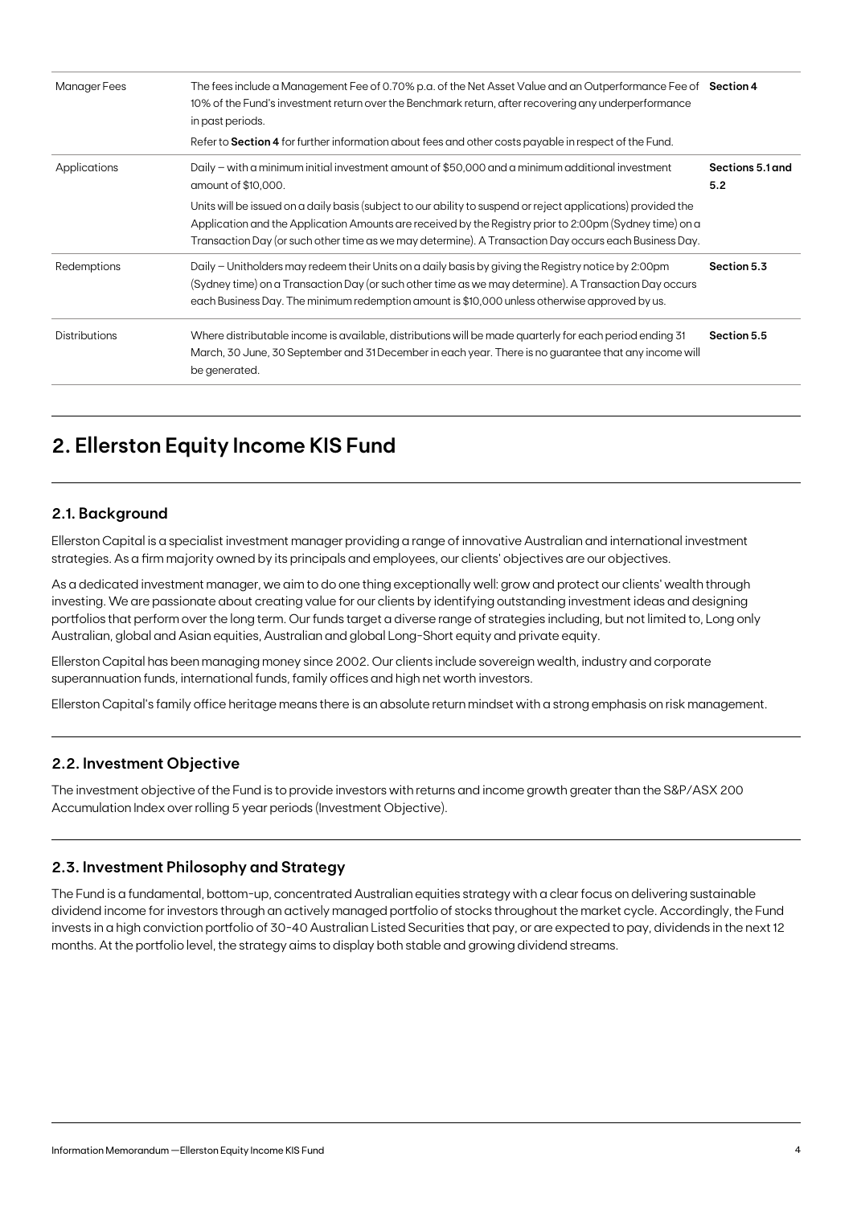| | | |
|---|---|---|
| Manager Fees | The fees include a Management Fee of 0.70% p.a. of the Net Asset Value and an Outperformance Fee of 10% of the Fund's investment return over the Benchmark return, after recovering any underperformance in past periods.<br><br>Refer to **Section 4** for further information about fees and other costs payable in respect of the Fund. | **Section 4** |
| Applications | Daily – with a minimum initial investment amount of $50,000 and a minimum additional investment amount of $10,000.<br><br>Units will be issued on a daily basis (subject to our ability to suspend or reject applications) provided the Application and the Application Amounts are received by the Registry prior to 2:00pm (Sydney time) on a Transaction Day (or such other time as we may determine). A Transaction Day occurs each Business Day. | **Sections 5.1 and 5.2** |
| Redemptions | Daily – Unitholders may redeem their Units on a daily basis by giving the Registry notice by 2:00pm (Sydney time) on a Transaction Day (or such other time as we may determine). A Transaction Day occurs each Business Day. The minimum redemption amount is $10,000 unless otherwise approved by us. | **Section 5.3** |
| Distributions | Where distributable income is available, distributions will be made quarterly for each period ending 31 March, 30 June, 30 September and 31 December in each year. There is no guarantee that any income will be generated. | **Section 5.5** |

# 2. Ellerston Equity Income KIS Fund

## 2.1. Background

Ellerston Capital is a specialist investment manager providing a range of innovative Australian and international investment strategies. As a firm majority owned by its principals and employees, our clients' objectives are our objectives.

As a dedicated investment manager, we aim to do one thing exceptionally well: grow and protect our clients' wealth through investing. We are passionate about creating value for our clients by identifying outstanding investment ideas and designing portfolios that perform over the long term. Our funds target a diverse range of strategies including, but not limited to, Long only Australian, global and Asian equities, Australian and global Long-Short equity and private equity.

Ellerston Capital has been managing money since 2002. Our clients include sovereign wealth, industry and corporate superannuation funds, international funds, family offices and high net worth investors.

Ellerston Capital's family office heritage means there is an absolute return mindset with a strong emphasis on risk management.

## 2.2. Investment Objective

The investment objective of the Fund is to provide investors with returns and income growth greater than the S&P/ASX 200 Accumulation Index over rolling 5 year periods (Investment Objective).

## 2.3. Investment Philosophy and Strategy

The Fund is a fundamental, bottom-up, concentrated Australian equities strategy with a clear focus on delivering sustainable dividend income for investors through an actively managed portfolio of stocks throughout the market cycle. Accordingly, the Fund invests in a high conviction portfolio of 30-40 Australian Listed Securities that pay, or are expected to pay, dividends in the next 12 months. At the portfolio level, the strategy aims to display both stable and growing dividend streams.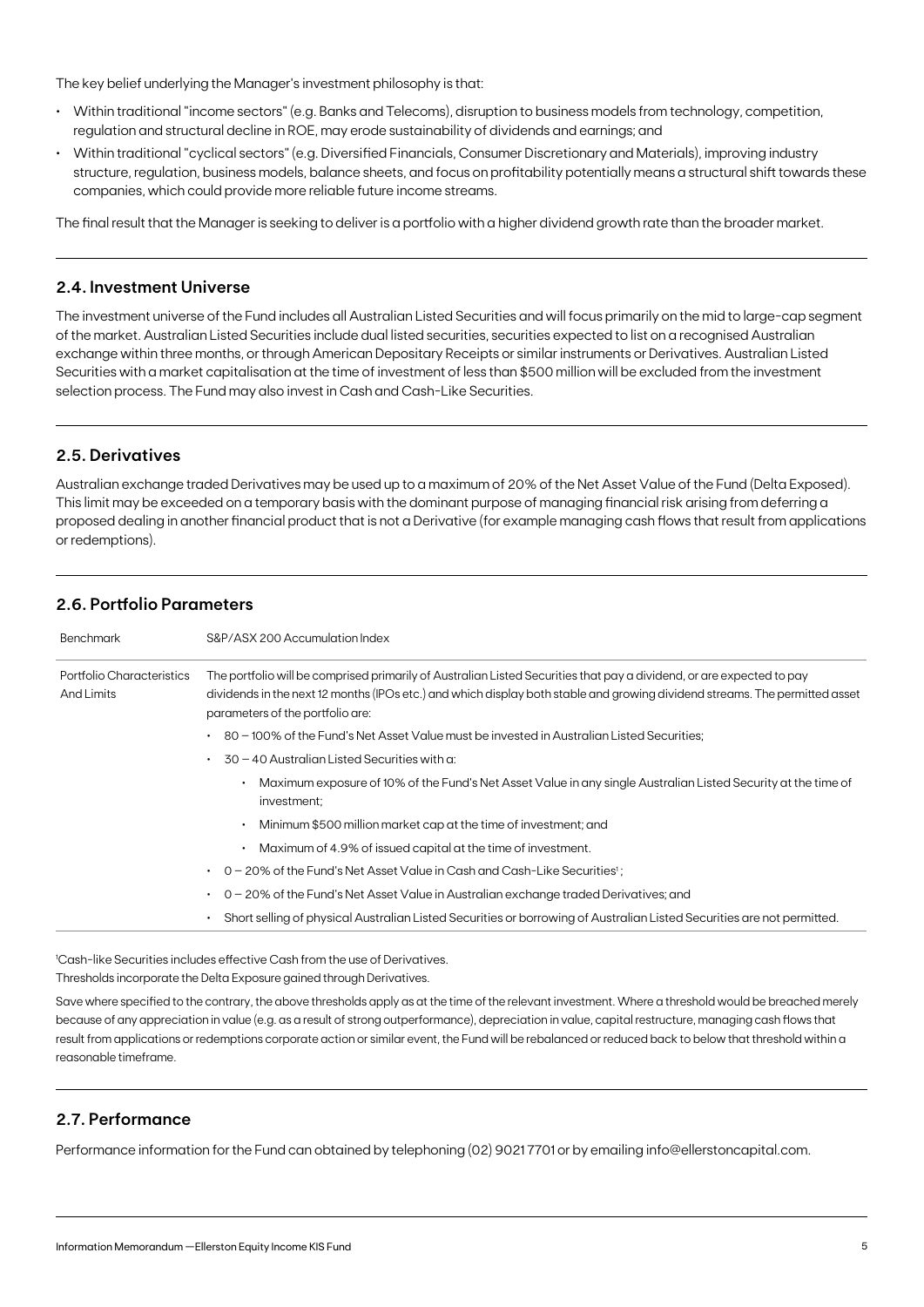The key belief underlying the Manager's investment philosophy is that:

- Within traditional "income sectors" (e.g. Banks and Telecoms), disruption to business models from technology, competition, regulation and structural decline in ROE, may erode sustainability of dividends and earnings; and
- Within traditional "cyclical sectors" (e.g. Diversified Financials, Consumer Discretionary and Materials), improving industry structure, regulation, business models, balance sheets, and focus on profitability potentially means a structural shift towards these companies, which could provide more reliable future income streams.

The final result that the Manager is seeking to deliver is a portfolio with a higher dividend growth rate than the broader market.

## 2.4. Investment Universe

The investment universe of the Fund includes all Australian Listed Securities and will focus primarily on the mid to large-cap segment of the market. Australian Listed Securities include dual listed securities, securities expected to list on a recognised Australian exchange within three months, or through American Depositary Receipts or similar instruments or Derivatives. Australian Listed Securities with a market capitalisation at the time of investment of less than $500 million will be excluded from the investment selection process. The Fund may also invest in Cash and Cash-Like Securities.

## 2.5. Derivatives

Australian exchange traded Derivatives may be used up to a maximum of 20% of the Net Asset Value of the Fund (Delta Exposed). This limit may be exceeded on a temporary basis with the dominant purpose of managing financial risk arising from deferring a proposed dealing in another financial product that is not a Derivative (for example managing cash flows that result from applications or redemptions).

## 2.6. Portfolio Parameters

| | |
|---|---|
| Benchmark | S&P/ASX 200 Accumulation Index |
| Portfolio Characteristics And Limits | The portfolio will be comprised primarily of Australian Listed Securities that pay a dividend, or are expected to pay dividends in the next 12 months (IPOs etc.) and which display both stable and growing dividend streams. The permitted asset parameters of the portfolio are:<br>• 80 – 100% of the Fund's Net Asset Value must be invested in Australian Listed Securities;<br>• 30 – 40 Australian Listed Securities with a:<br>  • Maximum exposure of 10% of the Fund's Net Asset Value in any single Australian Listed Security at the time of investment;<br>  • Minimum $500 million market cap at the time of investment; and<br>  • Maximum of 4.9% of issued capital at the time of investment.<br>• 0 – 20% of the Fund's Net Asset Value in Cash and Cash-Like Securities[1];<br>• 0 – 20% of the Fund's Net Asset Value in Australian exchange traded Derivatives; and<br>• Short selling of physical Australian Listed Securities or borrowing of Australian Listed Securities are not permitted. |

[1]Cash-like Securities includes effective Cash from the use of Derivatives.

Thresholds incorporate the Delta Exposure gained through Derivatives.

Save where specified to the contrary, the above thresholds apply as at the time of the relevant investment. Where a threshold would be breached merely because of any appreciation in value (e.g. as a result of strong outperformance), depreciation in value, capital restructure, managing cash flows that result from applications or redemptions corporate action or similar event, the Fund will be rebalanced or reduced back to below that threshold within a reasonable timeframe.

## 2.7. Performance

Performance information for the Fund can obtained by telephoning (02) 9021 7701 or by emailing info@ellerstoncapital.com.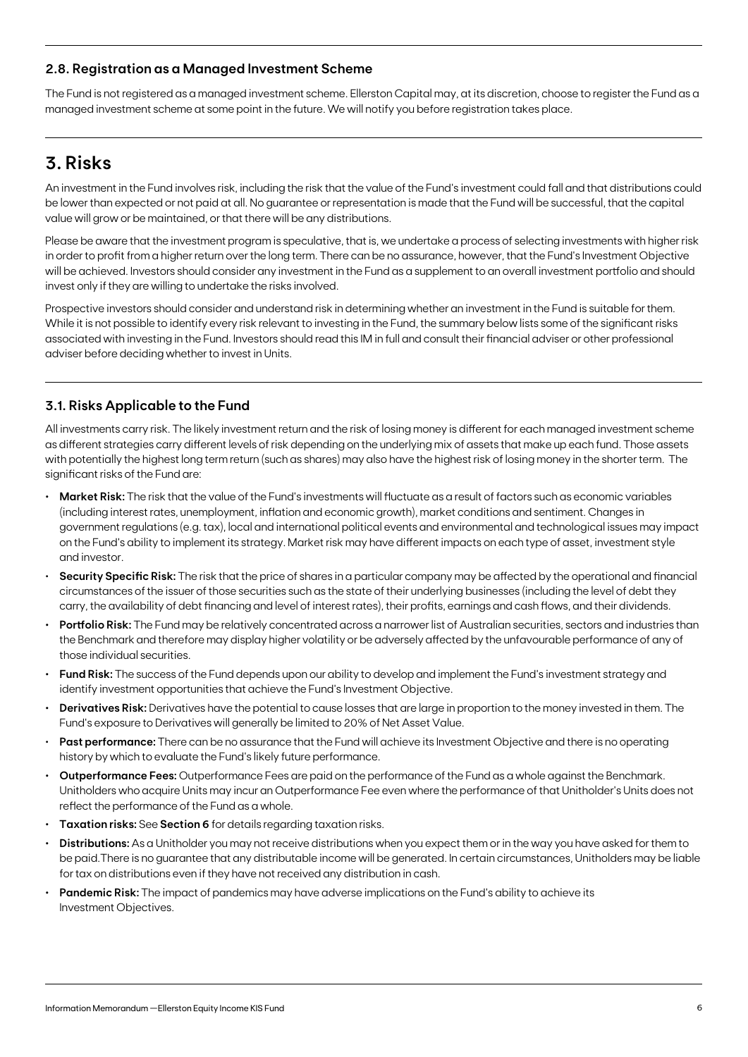### 2.8. Registration as a Managed Investment Scheme

The Fund is not registered as a managed investment scheme. Ellerston Capital may, at its discretion, choose to register the Fund as a managed investment scheme at some point in the future. We will notify you before registration takes place.

## 3. Risks

An investment in the Fund involves risk, including the risk that the value of the Fund's investment could fall and that distributions could be lower than expected or not paid at all. No guarantee or representation is made that the Fund will be successful, that the capital value will grow or be maintained, or that there will be any distributions.

Please be aware that the investment program is speculative, that is, we undertake a process of selecting investments with higher risk in order to profit from a higher return over the long term. There can be no assurance, however, that the Fund's Investment Objective will be achieved. Investors should consider any investment in the Fund as a supplement to an overall investment portfolio and should invest only if they are willing to undertake the risks involved.

Prospective investors should consider and understand risk in determining whether an investment in the Fund is suitable for them. While it is not possible to identify every risk relevant to investing in the Fund, the summary below lists some of the significant risks associated with investing in the Fund. Investors should read this IM in full and consult their financial adviser or other professional adviser before deciding whether to invest in Units.

### 3.1. Risks Applicable to the Fund

All investments carry risk. The likely investment return and the risk of losing money is different for each managed investment scheme as different strategies carry different levels of risk depending on the underlying mix of assets that make up each fund. Those assets with potentially the highest long term return (such as shares) may also have the highest risk of losing money in the shorter term. The significant risks of the Fund are:

- **Market Risk:** The risk that the value of the Fund's investments will fluctuate as a result of factors such as economic variables (including interest rates, unemployment, inflation and economic growth), market conditions and sentiment. Changes in government regulations (e.g. tax), local and international political events and environmental and technological issues may impact on the Fund's ability to implement its strategy. Market risk may have different impacts on each type of asset, investment style and investor.
- **Security Specific Risk:** The risk that the price of shares in a particular company may be affected by the operational and financial circumstances of the issuer of those securities such as the state of their underlying businesses (including the level of debt they carry, the availability of debt financing and level of interest rates), their profits, earnings and cash flows, and their dividends.
- **Portfolio Risk:** The Fund may be relatively concentrated across a narrower list of Australian securities, sectors and industries than the Benchmark and therefore may display higher volatility or be adversely affected by the unfavourable performance of any of those individual securities.
- **Fund Risk:** The success of the Fund depends upon our ability to develop and implement the Fund's investment strategy and identify investment opportunities that achieve the Fund's Investment Objective.
- **Derivatives Risk:** Derivatives have the potential to cause losses that are large in proportion to the money invested in them. The Fund's exposure to Derivatives will generally be limited to 20% of Net Asset Value.
- **Past performance:** There can be no assurance that the Fund will achieve its Investment Objective and there is no operating history by which to evaluate the Fund's likely future performance.
- **Outperformance Fees:** Outperformance Fees are paid on the performance of the Fund as a whole against the Benchmark. Unitholders who acquire Units may incur an Outperformance Fee even where the performance of that Unitholder's Units does not reflect the performance of the Fund as a whole.
- **Taxation risks:** See **Section 6** for details regarding taxation risks.
- **Distributions:** As a Unitholder you may not receive distributions when you expect them or in the way you have asked for them to be paid.There is no guarantee that any distributable income will be generated. In certain circumstances, Unitholders may be liable for tax on distributions even if they have not received any distribution in cash.
- **Pandemic Risk:** The impact of pandemics may have adverse implications on the Fund's ability to achieve its Investment Objectives.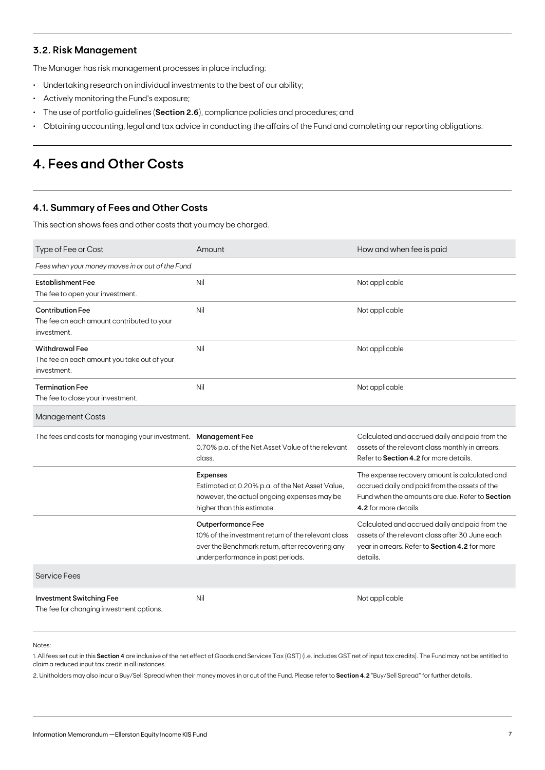### 3.2. Risk Management

The Manager has risk management processes in place including:

- Undertaking research on individual investments to the best of our ability;
- Actively monitoring the Fund's exposure;
- The use of portfolio guidelines (**Section 2.6**), compliance policies and procedures; and
- Obtaining accounting, legal and tax advice in conducting the affairs of the Fund and completing our reporting obligations.

# 4. Fees and Other Costs

### 4.1. Summary of Fees and Other Costs

This section shows fees and other costs that you may be charged.

| Type of Fee or Cost | Amount | How and when fee is paid |
|---|---|---|
| *Fees when your money moves in or out of the Fund* | | |
| **Establishment Fee**<br>The fee to open your investment. | Nil | Not applicable |
| **Contribution Fee**<br>The fee on each amount contributed to your investment. | Nil | Not applicable |
| **Withdrawal Fee**<br>The fee on each amount you take out of your investment. | Nil | Not applicable |
| **Termination Fee**<br>The fee to close your investment. | Nil | Not applicable |
| Management Costs | | |
| The fees and costs for managing your investment. | **Management Fee**<br>0.70% p.a. of the Net Asset Value of the relevant class. | Calculated and accrued daily and paid from the assets of the relevant class monthly in arrears. Refer to **Section 4.2** for more details. |
| | **Expenses**<br>Estimated at 0.20% p.a. of the Net Asset Value, however, the actual ongoing expenses may be higher than this estimate. | The expense recovery amount is calculated and accrued daily and paid from the assets of the Fund when the amounts are due. Refer to **Section 4.2** for more details. |
| | **Outperformance Fee**<br>10% of the investment return of the relevant class over the Benchmark return, after recovering any underperformance in past periods. | Calculated and accrued daily and paid from the assets of the relevant class after 30 June each year in arrears. Refer to **Section 4.2** for more details. |
| Service Fees | | |
| **Investment Switching Fee**<br>The fee for changing investment options. | Nil | Not applicable |

Notes:

1. All fees set out in this **Section 4** are inclusive of the net effect of Goods and Services Tax (GST) (i.e. includes GST net of input tax credits). The Fund may not be entitled to claim a reduced input tax credit in all instances.

2. Unitholders may also incur a Buy/Sell Spread when their money moves in or out of the Fund. Please refer to **Section 4.2** "Buy/Sell Spread" for further details.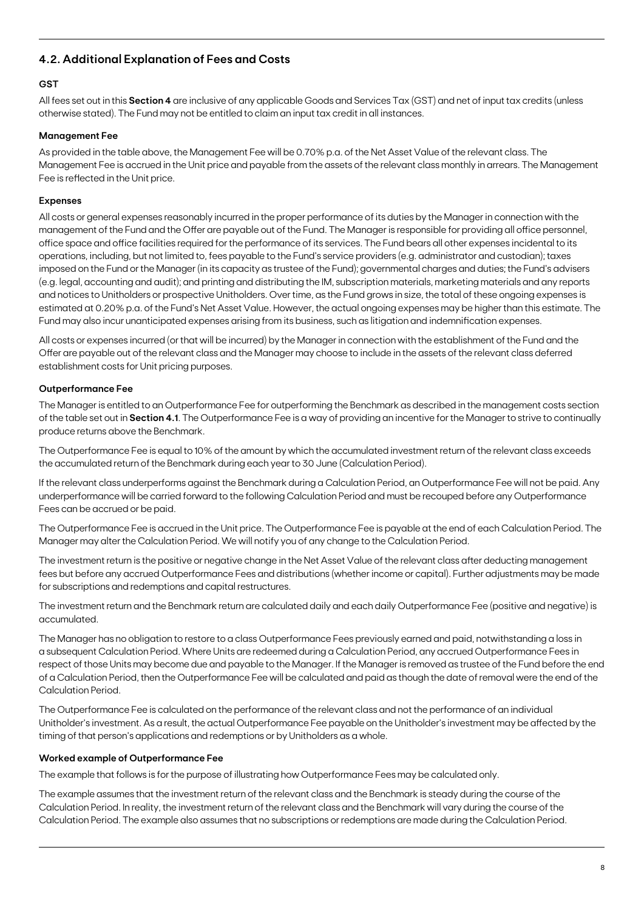## 4.2. Additional Explanation of Fees and Costs

### GST

All fees set out in this **Section 4** are inclusive of any applicable Goods and Services Tax (GST) and net of input tax credits (unless otherwise stated). The Fund may not be entitled to claim an input tax credit in all instances.

### Management Fee

As provided in the table above, the Management Fee will be 0.70% p.a. of the Net Asset Value of the relevant class. The Management Fee is accrued in the Unit price and payable from the assets of the relevant class monthly in arrears. The Management Fee is reflected in the Unit price.

### Expenses

All costs or general expenses reasonably incurred in the proper performance of its duties by the Manager in connection with the management of the Fund and the Offer are payable out of the Fund. The Manager is responsible for providing all office personnel, office space and office facilities required for the performance of its services. The Fund bears all other expenses incidental to its operations, including, but not limited to, fees payable to the Fund's service providers (e.g. administrator and custodian); taxes imposed on the Fund or the Manager (in its capacity as trustee of the Fund); governmental charges and duties; the Fund's advisers (e.g. legal, accounting and audit); and printing and distributing the IM, subscription materials, marketing materials and any reports and notices to Unitholders or prospective Unitholders. Over time, as the Fund grows in size, the total of these ongoing expenses is estimated at 0.20% p.a. of the Fund's Net Asset Value. However, the actual ongoing expenses may be higher than this estimate. The Fund may also incur unanticipated expenses arising from its business, such as litigation and indemnification expenses.

All costs or expenses incurred (or that will be incurred) by the Manager in connection with the establishment of the Fund and the Offer are payable out of the relevant class and the Manager may choose to include in the assets of the relevant class deferred establishment costs for Unit pricing purposes.

### Outperformance Fee

The Manager is entitled to an Outperformance Fee for outperforming the Benchmark as described in the management costs section of the table set out in **Section 4.1**. The Outperformance Fee is a way of providing an incentive for the Manager to strive to continually produce returns above the Benchmark.

The Outperformance Fee is equal to 10% of the amount by which the accumulated investment return of the relevant class exceeds the accumulated return of the Benchmark during each year to 30 June (Calculation Period).

If the relevant class underperforms against the Benchmark during a Calculation Period, an Outperformance Fee will not be paid. Any underperformance will be carried forward to the following Calculation Period and must be recouped before any Outperformance Fees can be accrued or be paid.

The Outperformance Fee is accrued in the Unit price. The Outperformance Fee is payable at the end of each Calculation Period. The Manager may alter the Calculation Period. We will notify you of any change to the Calculation Period.

The investment return is the positive or negative change in the Net Asset Value of the relevant class after deducting management fees but before any accrued Outperformance Fees and distributions (whether income or capital). Further adjustments may be made for subscriptions and redemptions and capital restructures.

The investment return and the Benchmark return are calculated daily and each daily Outperformance Fee (positive and negative) is accumulated.

The Manager has no obligation to restore to a class Outperformance Fees previously earned and paid, notwithstanding a loss in a subsequent Calculation Period. Where Units are redeemed during a Calculation Period, any accrued Outperformance Fees in respect of those Units may become due and payable to the Manager. If the Manager is removed as trustee of the Fund before the end of a Calculation Period, then the Outperformance Fee will be calculated and paid as though the date of removal were the end of the Calculation Period.

The Outperformance Fee is calculated on the performance of the relevant class and not the performance of an individual Unitholder's investment. As a result, the actual Outperformance Fee payable on the Unitholder's investment may be affected by the timing of that person's applications and redemptions or by Unitholders as a whole.

### Worked example of Outperformance Fee

The example that follows is for the purpose of illustrating how Outperformance Fees may be calculated only.

The example assumes that the investment return of the relevant class and the Benchmark is steady during the course of the Calculation Period. In reality, the investment return of the relevant class and the Benchmark will vary during the course of the Calculation Period. The example also assumes that no subscriptions or redemptions are made during the Calculation Period.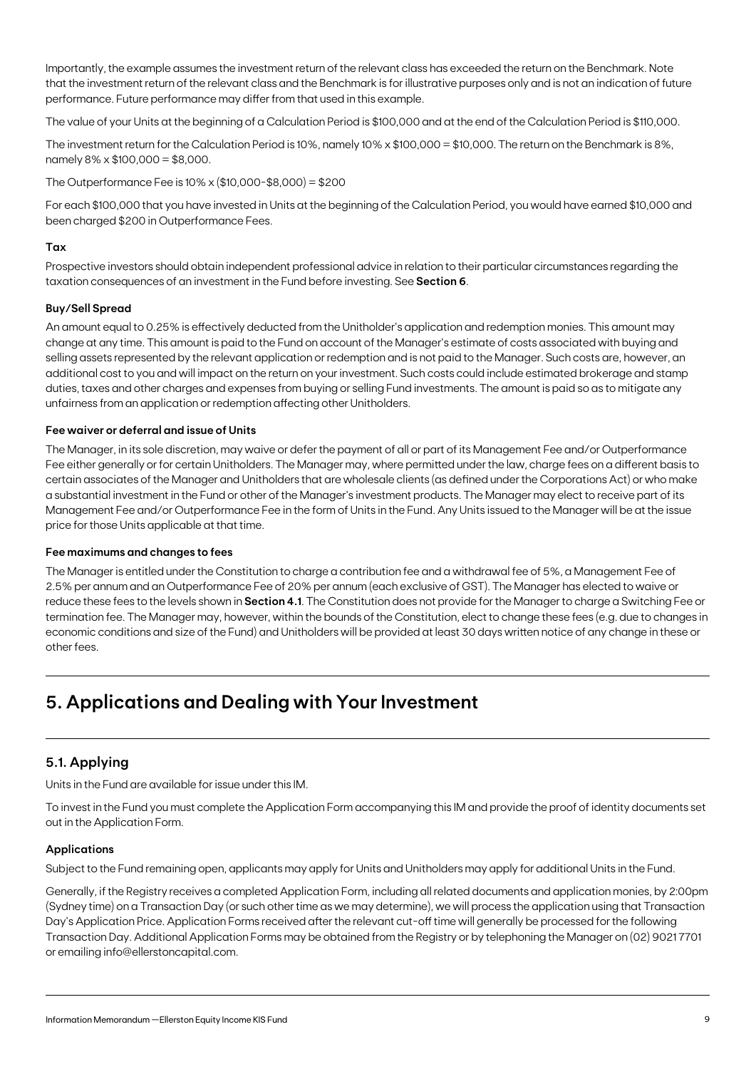Importantly, the example assumes the investment return of the relevant class has exceeded the return on the Benchmark. Note that the investment return of the relevant class and the Benchmark is for illustrative purposes only and is not an indication of future performance. Future performance may differ from that used in this example.

The value of your Units at the beginning of a Calculation Period is $100,000 and at the end of the Calculation Period is $110,000.

The investment return for the Calculation Period is 10%, namely 10% x $100,000 = $10,000. The return on the Benchmark is 8%, namely 8% x $100,000 = $8,000.

The Outperformance Fee is 10% x ($10,000-$8,000) = $200

For each $100,000 that you have invested in Units at the beginning of the Calculation Period, you would have earned $10,000 and been charged $200 in Outperformance Fees.

**Tax**

Prospective investors should obtain independent professional advice in relation to their particular circumstances regarding the taxation consequences of an investment in the Fund before investing. See **Section 6**.

**Buy/Sell Spread**

An amount equal to 0.25% is effectively deducted from the Unitholder's application and redemption monies. This amount may change at any time. This amount is paid to the Fund on account of the Manager's estimate of costs associated with buying and selling assets represented by the relevant application or redemption and is not paid to the Manager. Such costs are, however, an additional cost to you and will impact on the return on your investment. Such costs could include estimated brokerage and stamp duties, taxes and other charges and expenses from buying or selling Fund investments. The amount is paid so as to mitigate any unfairness from an application or redemption affecting other Unitholders.

**Fee waiver or deferral and issue of Units**

The Manager, in its sole discretion, may waive or defer the payment of all or part of its Management Fee and/or Outperformance Fee either generally or for certain Unitholders. The Manager may, where permitted under the law, charge fees on a different basis to certain associates of the Manager and Unitholders that are wholesale clients (as defined under the Corporations Act) or who make a substantial investment in the Fund or other of the Manager's investment products. The Manager may elect to receive part of its Management Fee and/or Outperformance Fee in the form of Units in the Fund. Any Units issued to the Manager will be at the issue price for those Units applicable at that time.

**Fee maximums and changes to fees**

The Manager is entitled under the Constitution to charge a contribution fee and a withdrawal fee of 5%, a Management Fee of 2.5% per annum and an Outperformance Fee of 20% per annum (each exclusive of GST). The Manager has elected to waive or reduce these fees to the levels shown in **Section 4.1**. The Constitution does not provide for the Manager to charge a Switching Fee or termination fee. The Manager may, however, within the bounds of the Constitution, elect to change these fees (e.g. due to changes in economic conditions and size of the Fund) and Unitholders will be provided at least 30 days written notice of any change in these or other fees.

# 5. Applications and Dealing with Your Investment

## 5.1. Applying

Units in the Fund are available for issue under this IM.

To invest in the Fund you must complete the Application Form accompanying this IM and provide the proof of identity documents set out in the Application Form.

**Applications**

Subject to the Fund remaining open, applicants may apply for Units and Unitholders may apply for additional Units in the Fund.

Generally, if the Registry receives a completed Application Form, including all related documents and application monies, by 2:00pm (Sydney time) on a Transaction Day (or such other time as we may determine), we will process the application using that Transaction Day's Application Price. Application Forms received after the relevant cut-off time will generally be processed for the following Transaction Day. Additional Application Forms may be obtained from the Registry or by telephoning the Manager on (02) 9021 7701 or emailing info@ellerstoncapital.com.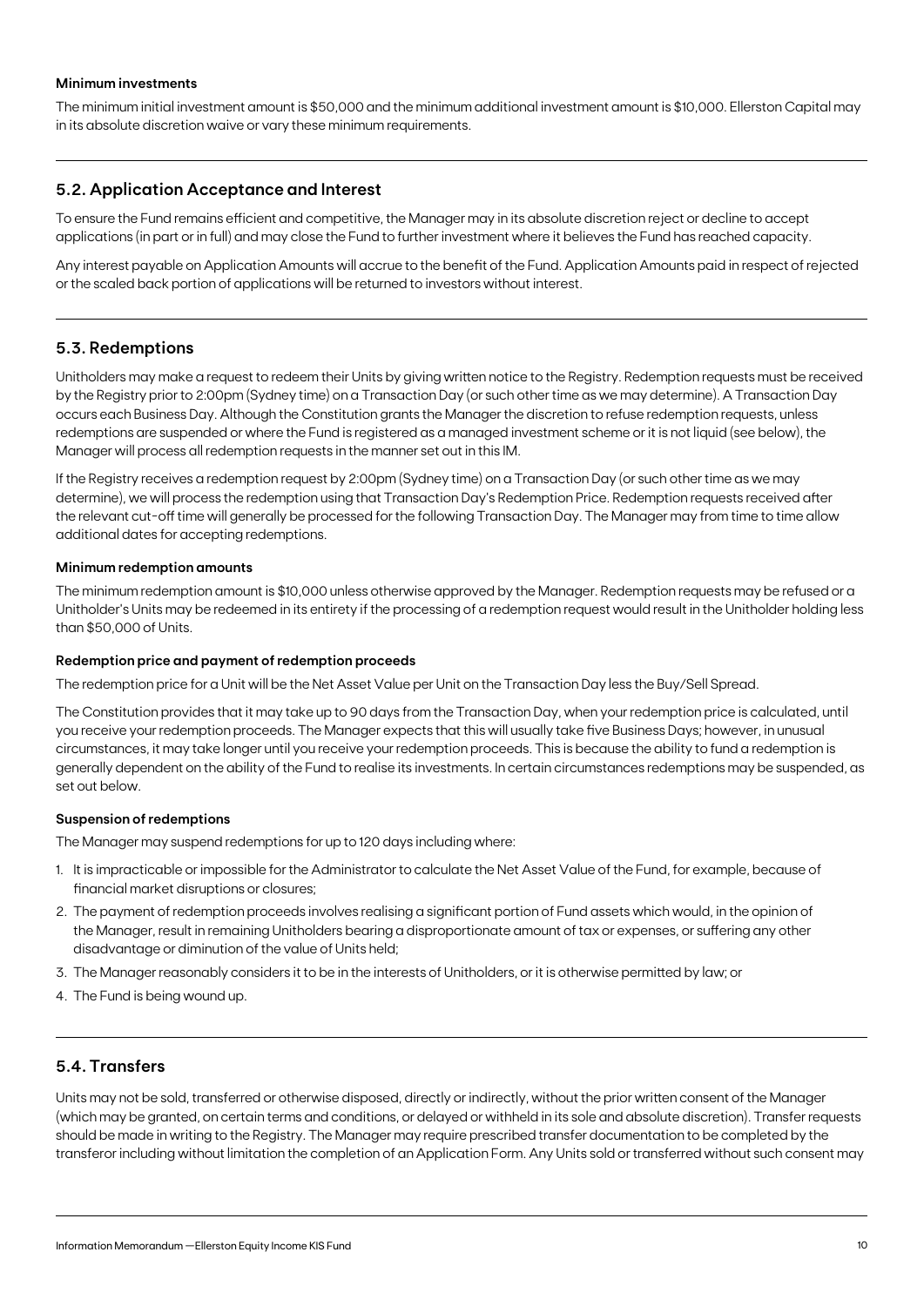#### Minimum investments

The minimum initial investment amount is $50,000 and the minimum additional investment amount is $10,000. Ellerston Capital may in its absolute discretion waive or vary these minimum requirements.

## 5.2. Application Acceptance and Interest

To ensure the Fund remains efficient and competitive, the Manager may in its absolute discretion reject or decline to accept applications (in part or in full) and may close the Fund to further investment where it believes the Fund has reached capacity.

Any interest payable on Application Amounts will accrue to the benefit of the Fund. Application Amounts paid in respect of rejected or the scaled back portion of applications will be returned to investors without interest.

## 5.3. Redemptions

Unitholders may make a request to redeem their Units by giving written notice to the Registry. Redemption requests must be received by the Registry prior to 2:00pm (Sydney time) on a Transaction Day (or such other time as we may determine). A Transaction Day occurs each Business Day. Although the Constitution grants the Manager the discretion to refuse redemption requests, unless redemptions are suspended or where the Fund is registered as a managed investment scheme or it is not liquid (see below), the Manager will process all redemption requests in the manner set out in this IM.

If the Registry receives a redemption request by 2:00pm (Sydney time) on a Transaction Day (or such other time as we may determine), we will process the redemption using that Transaction Day's Redemption Price. Redemption requests received after the relevant cut-off time will generally be processed for the following Transaction Day. The Manager may from time to time allow additional dates for accepting redemptions.

#### Minimum redemption amounts

The minimum redemption amount is $10,000 unless otherwise approved by the Manager. Redemption requests may be refused or a Unitholder's Units may be redeemed in its entirety if the processing of a redemption request would result in the Unitholder holding less than $50,000 of Units.

#### Redemption price and payment of redemption proceeds

The redemption price for a Unit will be the Net Asset Value per Unit on the Transaction Day less the Buy/Sell Spread.

The Constitution provides that it may take up to 90 days from the Transaction Day, when your redemption price is calculated, until you receive your redemption proceeds. The Manager expects that this will usually take five Business Days; however, in unusual circumstances, it may take longer until you receive your redemption proceeds. This is because the ability to fund a redemption is generally dependent on the ability of the Fund to realise its investments. In certain circumstances redemptions may be suspended, as set out below.

#### Suspension of redemptions

The Manager may suspend redemptions for up to 120 days including where:

1. It is impracticable or impossible for the Administrator to calculate the Net Asset Value of the Fund, for example, because of financial market disruptions or closures;
2. The payment of redemption proceeds involves realising a significant portion of Fund assets which would, in the opinion of the Manager, result in remaining Unitholders bearing a disproportionate amount of tax or expenses, or suffering any other disadvantage or diminution of the value of Units held;
3. The Manager reasonably considers it to be in the interests of Unitholders, or it is otherwise permitted by law; or
4. The Fund is being wound up.

## 5.4. Transfers

Units may not be sold, transferred or otherwise disposed, directly or indirectly, without the prior written consent of the Manager (which may be granted, on certain terms and conditions, or delayed or withheld in its sole and absolute discretion). Transfer requests should be made in writing to the Registry. The Manager may require prescribed transfer documentation to be completed by the transferor including without limitation the completion of an Application Form. Any Units sold or transferred without such consent may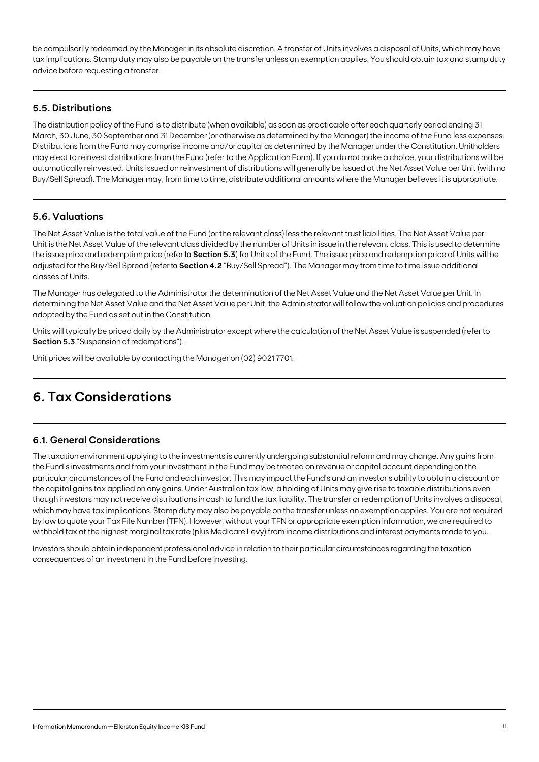be compulsorily redeemed by the Manager in its absolute discretion. A transfer of Units involves a disposal of Units, which may have tax implications. Stamp duty may also be payable on the transfer unless an exemption applies. You should obtain tax and stamp duty advice before requesting a transfer.

### 5.5. Distributions

The distribution policy of the Fund is to distribute (when available) as soon as practicable after each quarterly period ending 31 March, 30 June, 30 September and 31 December (or otherwise as determined by the Manager) the income of the Fund less expenses. Distributions from the Fund may comprise income and/or capital as determined by the Manager under the Constitution. Unitholders may elect to reinvest distributions from the Fund (refer to the Application Form). If you do not make a choice, your distributions will be automatically reinvested. Units issued on reinvestment of distributions will generally be issued at the Net Asset Value per Unit (with no Buy/Sell Spread). The Manager may, from time to time, distribute additional amounts where the Manager believes it is appropriate.

### 5.6. Valuations

The Net Asset Value is the total value of the Fund (or the relevant class) less the relevant trust liabilities. The Net Asset Value per Unit is the Net Asset Value of the relevant class divided by the number of Units in issue in the relevant class. This is used to determine the issue price and redemption price (refer to **Section 5.3**) for Units of the Fund. The issue price and redemption price of Units will be adjusted for the Buy/Sell Spread (refer to **Section 4.2** "Buy/Sell Spread"). The Manager may from time to time issue additional classes of Units.

The Manager has delegated to the Administrator the determination of the Net Asset Value and the Net Asset Value per Unit. In determining the Net Asset Value and the Net Asset Value per Unit, the Administrator will follow the valuation policies and procedures adopted by the Fund as set out in the Constitution.

Units will typically be priced daily by the Administrator except where the calculation of the Net Asset Value is suspended (refer to **Section 5.3** "Suspension of redemptions").

Unit prices will be available by contacting the Manager on (02) 9021 7701.

## 6. Tax Considerations

### 6.1. General Considerations

The taxation environment applying to the investments is currently undergoing substantial reform and may change. Any gains from the Fund's investments and from your investment in the Fund may be treated on revenue or capital account depending on the particular circumstances of the Fund and each investor. This may impact the Fund's and an investor's ability to obtain a discount on the capital gains tax applied on any gains. Under Australian tax law, a holding of Units may give rise to taxable distributions even though investors may not receive distributions in cash to fund the tax liability. The transfer or redemption of Units involves a disposal, which may have tax implications. Stamp duty may also be payable on the transfer unless an exemption applies. You are not required by law to quote your Tax File Number (TFN). However, without your TFN or appropriate exemption information, we are required to withhold tax at the highest marginal tax rate (plus Medicare Levy) from income distributions and interest payments made to you.

Investors should obtain independent professional advice in relation to their particular circumstances regarding the taxation consequences of an investment in the Fund before investing.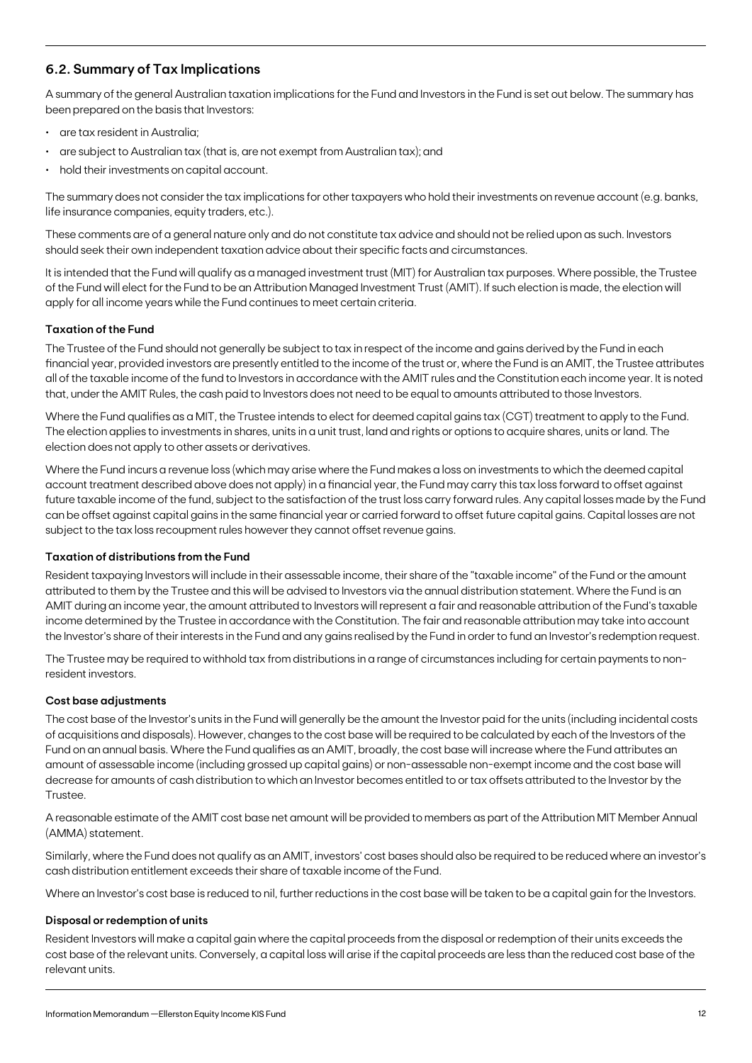## 6.2. Summary of Tax Implications

A summary of the general Australian taxation implications for the Fund and Investors in the Fund is set out below. The summary has been prepared on the basis that Investors:

- are tax resident in Australia;
- are subject to Australian tax (that is, are not exempt from Australian tax); and
- hold their investments on capital account.

The summary does not consider the tax implications for other taxpayers who hold their investments on revenue account (e.g. banks, life insurance companies, equity traders, etc.).

These comments are of a general nature only and do not constitute tax advice and should not be relied upon as such. Investors should seek their own independent taxation advice about their specific facts and circumstances.

It is intended that the Fund will qualify as a managed investment trust (MIT) for Australian tax purposes. Where possible, the Trustee of the Fund will elect for the Fund to be an Attribution Managed Investment Trust (AMIT). If such election is made, the election will apply for all income years while the Fund continues to meet certain criteria.

### Taxation of the Fund

The Trustee of the Fund should not generally be subject to tax in respect of the income and gains derived by the Fund in each financial year, provided investors are presently entitled to the income of the trust or, where the Fund is an AMIT, the Trustee attributes all of the taxable income of the fund to Investors in accordance with the AMIT rules and the Constitution each income year. It is noted that, under the AMIT Rules, the cash paid to Investors does not need to be equal to amounts attributed to those Investors.

Where the Fund qualifies as a MIT, the Trustee intends to elect for deemed capital gains tax (CGT) treatment to apply to the Fund. The election applies to investments in shares, units in a unit trust, land and rights or options to acquire shares, units or land. The election does not apply to other assets or derivatives.

Where the Fund incurs a revenue loss (which may arise where the Fund makes a loss on investments to which the deemed capital account treatment described above does not apply) in a financial year, the Fund may carry this tax loss forward to offset against future taxable income of the fund, subject to the satisfaction of the trust loss carry forward rules. Any capital losses made by the Fund can be offset against capital gains in the same financial year or carried forward to offset future capital gains. Capital losses are not subject to the tax loss recoupment rules however they cannot offset revenue gains.

### Taxation of distributions from the Fund

Resident taxpaying Investors will include in their assessable income, their share of the "taxable income" of the Fund or the amount attributed to them by the Trustee and this will be advised to Investors via the annual distribution statement. Where the Fund is an AMIT during an income year, the amount attributed to Investors will represent a fair and reasonable attribution of the Fund's taxable income determined by the Trustee in accordance with the Constitution. The fair and reasonable attribution may take into account the Investor's share of their interests in the Fund and any gains realised by the Fund in order to fund an Investor's redemption request.

The Trustee may be required to withhold tax from distributions in a range of circumstances including for certain payments to non-resident investors.

### Cost base adjustments

The cost base of the Investor's units in the Fund will generally be the amount the Investor paid for the units (including incidental costs of acquisitions and disposals). However, changes to the cost base will be required to be calculated by each of the Investors of the Fund on an annual basis. Where the Fund qualifies as an AMIT, broadly, the cost base will increase where the Fund attributes an amount of assessable income (including grossed up capital gains) or non-assessable non-exempt income and the cost base will decrease for amounts of cash distribution to which an Investor becomes entitled to or tax offsets attributed to the Investor by the Trustee.

A reasonable estimate of the AMIT cost base net amount will be provided to members as part of the Attribution MIT Member Annual (AMMA) statement.

Similarly, where the Fund does not qualify as an AMIT, investors' cost bases should also be required to be reduced where an investor's cash distribution entitlement exceeds their share of taxable income of the Fund.

Where an Investor's cost base is reduced to nil, further reductions in the cost base will be taken to be a capital gain for the Investors.

### Disposal or redemption of units

Resident Investors will make a capital gain where the capital proceeds from the disposal or redemption of their units exceeds the cost base of the relevant units. Conversely, a capital loss will arise if the capital proceeds are less than the reduced cost base of the relevant units.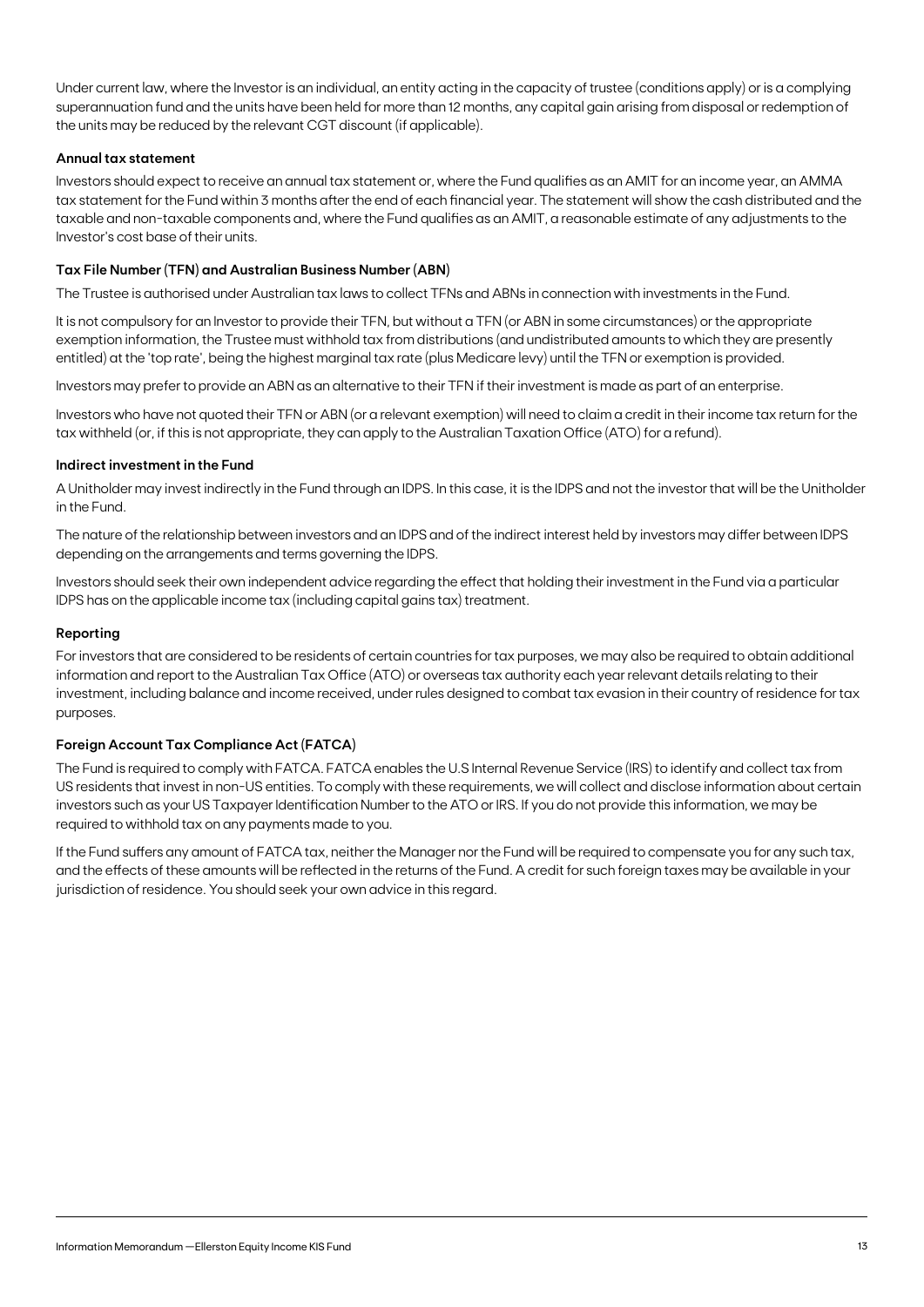Under current law, where the Investor is an individual, an entity acting in the capacity of trustee (conditions apply) or is a complying superannuation fund and the units have been held for more than 12 months, any capital gain arising from disposal or redemption of the units may be reduced by the relevant CGT discount (if applicable).

### Annual tax statement

Investors should expect to receive an annual tax statement or, where the Fund qualifies as an AMIT for an income year, an AMMA tax statement for the Fund within 3 months after the end of each financial year. The statement will show the cash distributed and the taxable and non-taxable components and, where the Fund qualifies as an AMIT, a reasonable estimate of any adjustments to the Investor's cost base of their units.

### Tax File Number (TFN) and Australian Business Number (ABN)

The Trustee is authorised under Australian tax laws to collect TFNs and ABNs in connection with investments in the Fund.

It is not compulsory for an Investor to provide their TFN, but without a TFN (or ABN in some circumstances) or the appropriate exemption information, the Trustee must withhold tax from distributions (and undistributed amounts to which they are presently entitled) at the 'top rate', being the highest marginal tax rate (plus Medicare levy) until the TFN or exemption is provided.

Investors may prefer to provide an ABN as an alternative to their TFN if their investment is made as part of an enterprise.

Investors who have not quoted their TFN or ABN (or a relevant exemption) will need to claim a credit in their income tax return for the tax withheld (or, if this is not appropriate, they can apply to the Australian Taxation Office (ATO) for a refund).

### Indirect investment in the Fund

A Unitholder may invest indirectly in the Fund through an IDPS. In this case, it is the IDPS and not the investor that will be the Unitholder in the Fund.

The nature of the relationship between investors and an IDPS and of the indirect interest held by investors may differ between IDPS depending on the arrangements and terms governing the IDPS.

Investors should seek their own independent advice regarding the effect that holding their investment in the Fund via a particular IDPS has on the applicable income tax (including capital gains tax) treatment.

### Reporting

For investors that are considered to be residents of certain countries for tax purposes, we may also be required to obtain additional information and report to the Australian Tax Office (ATO) or overseas tax authority each year relevant details relating to their investment, including balance and income received, under rules designed to combat tax evasion in their country of residence for tax purposes.

### Foreign Account Tax Compliance Act (FATCA)

The Fund is required to comply with FATCA. FATCA enables the U.S Internal Revenue Service (IRS) to identify and collect tax from US residents that invest in non-US entities. To comply with these requirements, we will collect and disclose information about certain investors such as your US Taxpayer Identification Number to the ATO or IRS. If you do not provide this information, we may be required to withhold tax on any payments made to you.

If the Fund suffers any amount of FATCA tax, neither the Manager nor the Fund will be required to compensate you for any such tax, and the effects of these amounts will be reflected in the returns of the Fund. A credit for such foreign taxes may be available in your jurisdiction of residence. You should seek your own advice in this regard.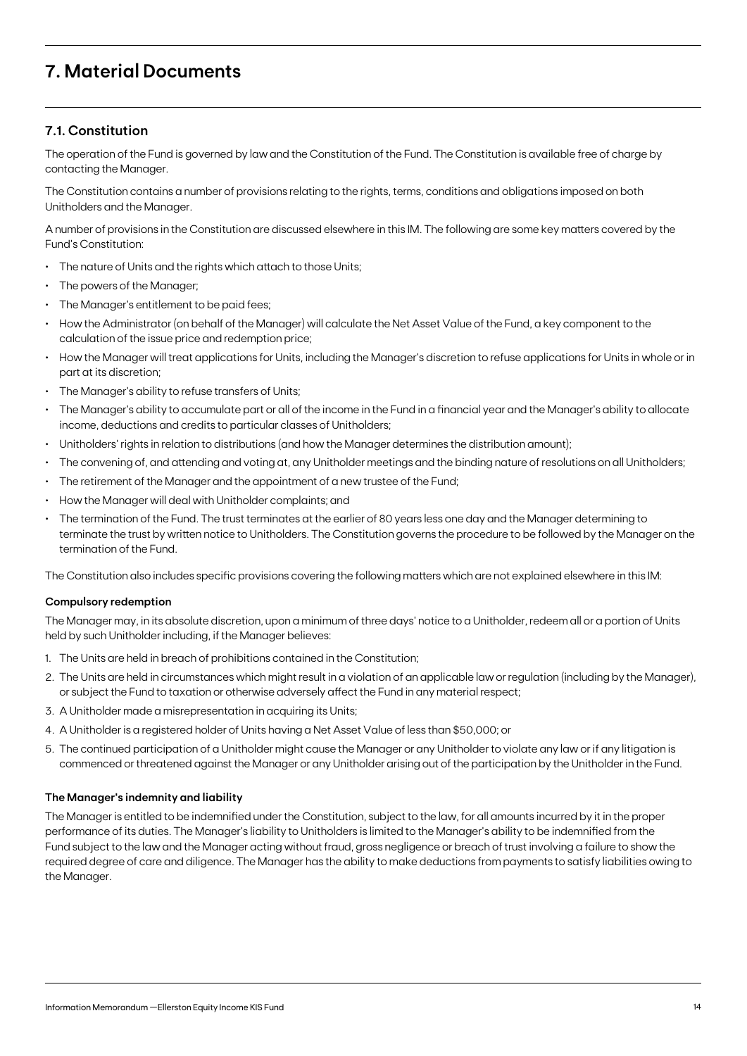# 7. Material Documents

## 7.1. Constitution

The operation of the Fund is governed by law and the Constitution of the Fund. The Constitution is available free of charge by contacting the Manager.

The Constitution contains a number of provisions relating to the rights, terms, conditions and obligations imposed on both Unitholders and the Manager.

A number of provisions in the Constitution are discussed elsewhere in this IM. The following are some key matters covered by the Fund's Constitution:

- The nature of Units and the rights which attach to those Units;
- The powers of the Manager;
- The Manager's entitlement to be paid fees;
- How the Administrator (on behalf of the Manager) will calculate the Net Asset Value of the Fund, a key component to the calculation of the issue price and redemption price;
- How the Manager will treat applications for Units, including the Manager's discretion to refuse applications for Units in whole or in part at its discretion;
- The Manager's ability to refuse transfers of Units;
- The Manager's ability to accumulate part or all of the income in the Fund in a financial year and the Manager's ability to allocate income, deductions and credits to particular classes of Unitholders;
- Unitholders' rights in relation to distributions (and how the Manager determines the distribution amount);
- The convening of, and attending and voting at, any Unitholder meetings and the binding nature of resolutions on all Unitholders;
- The retirement of the Manager and the appointment of a new trustee of the Fund;
- How the Manager will deal with Unitholder complaints; and
- The termination of the Fund. The trust terminates at the earlier of 80 years less one day and the Manager determining to terminate the trust by written notice to Unitholders. The Constitution governs the procedure to be followed by the Manager on the termination of the Fund.

The Constitution also includes specific provisions covering the following matters which are not explained elsewhere in this IM:

**Compulsory redemption**

The Manager may, in its absolute discretion, upon a minimum of three days' notice to a Unitholder, redeem all or a portion of Units held by such Unitholder including, if the Manager believes:

1. The Units are held in breach of prohibitions contained in the Constitution;
2. The Units are held in circumstances which might result in a violation of an applicable law or regulation (including by the Manager), or subject the Fund to taxation or otherwise adversely affect the Fund in any material respect;
3. A Unitholder made a misrepresentation in acquiring its Units;
4. A Unitholder is a registered holder of Units having a Net Asset Value of less than $50,000; or
5. The continued participation of a Unitholder might cause the Manager or any Unitholder to violate any law or if any litigation is commenced or threatened against the Manager or any Unitholder arising out of the participation by the Unitholder in the Fund.

**The Manager's indemnity and liability**

The Manager is entitled to be indemnified under the Constitution, subject to the law, for all amounts incurred by it in the proper performance of its duties. The Manager's liability to Unitholders is limited to the Manager's ability to be indemnified from the Fund subject to the law and the Manager acting without fraud, gross negligence or breach of trust involving a failure to show the required degree of care and diligence. The Manager has the ability to make deductions from payments to satisfy liabilities owing to the Manager.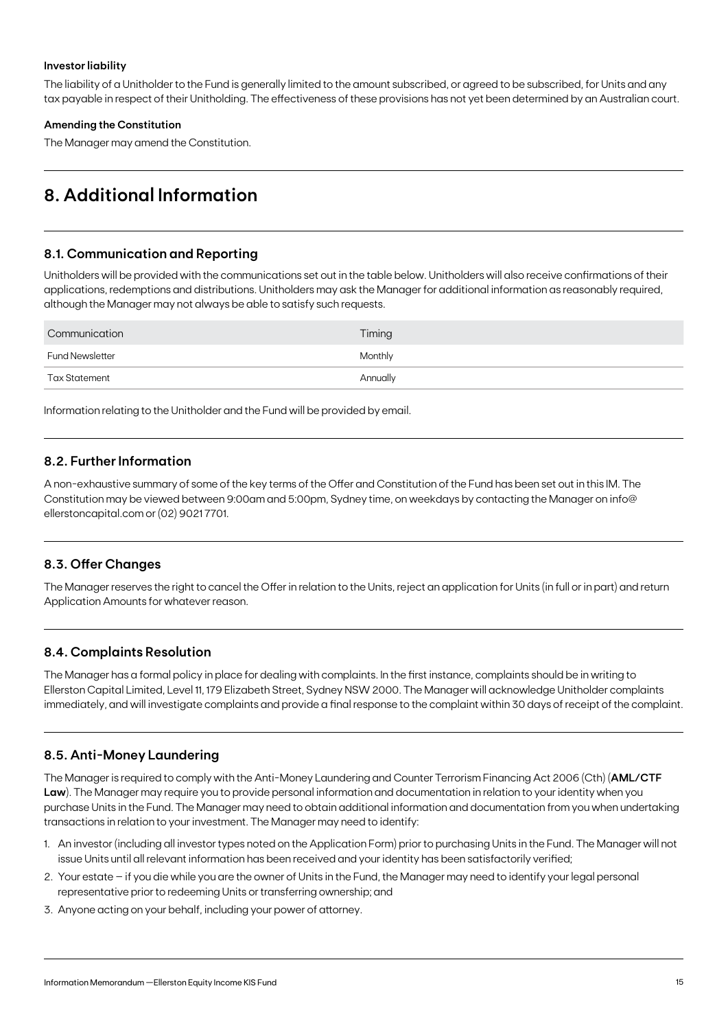#### Investor liability

The liability of a Unitholder to the Fund is generally limited to the amount subscribed, or agreed to be subscribed, for Units and any tax payable in respect of their Unitholding. The effectiveness of these provisions has not yet been determined by an Australian court.

#### Amending the Constitution

The Manager may amend the Constitution.

# 8. Additional Information

## 8.1. Communication and Reporting

Unitholders will be provided with the communications set out in the table below. Unitholders will also receive confirmations of their applications, redemptions and distributions. Unitholders may ask the Manager for additional information as reasonably required, although the Manager may not always be able to satisfy such requests.

| Communication | Timing |
| --- | --- |
| Fund Newsletter | Monthly |
| Tax Statement | Annually |

Information relating to the Unitholder and the Fund will be provided by email.

## 8.2. Further Information

A non-exhaustive summary of some of the key terms of the Offer and Constitution of the Fund has been set out in this IM. The Constitution may be viewed between 9:00am and 5:00pm, Sydney time, on weekdays by contacting the Manager on info@ellerstoncapital.com or (02) 9021 7701.

## 8.3. Offer Changes

The Manager reserves the right to cancel the Offer in relation to the Units, reject an application for Units (in full or in part) and return Application Amounts for whatever reason.

## 8.4. Complaints Resolution

The Manager has a formal policy in place for dealing with complaints. In the first instance, complaints should be in writing to Ellerston Capital Limited, Level 11, 179 Elizabeth Street, Sydney NSW 2000. The Manager will acknowledge Unitholder complaints immediately, and will investigate complaints and provide a final response to the complaint within 30 days of receipt of the complaint.

## 8.5. Anti-Money Laundering

The Manager is required to comply with the Anti-Money Laundering and Counter Terrorism Financing Act 2006 (Cth) (**AML/CTF Law**). The Manager may require you to provide personal information and documentation in relation to your identity when you purchase Units in the Fund. The Manager may need to obtain additional information and documentation from you when undertaking transactions in relation to your investment. The Manager may need to identify:

1. An investor (including all investor types noted on the Application Form) prior to purchasing Units in the Fund. The Manager will not issue Units until all relevant information has been received and your identity has been satisfactorily verified;
2. Your estate – if you die while you are the owner of Units in the Fund, the Manager may need to identify your legal personal representative prior to redeeming Units or transferring ownership; and
3. Anyone acting on your behalf, including your power of attorney.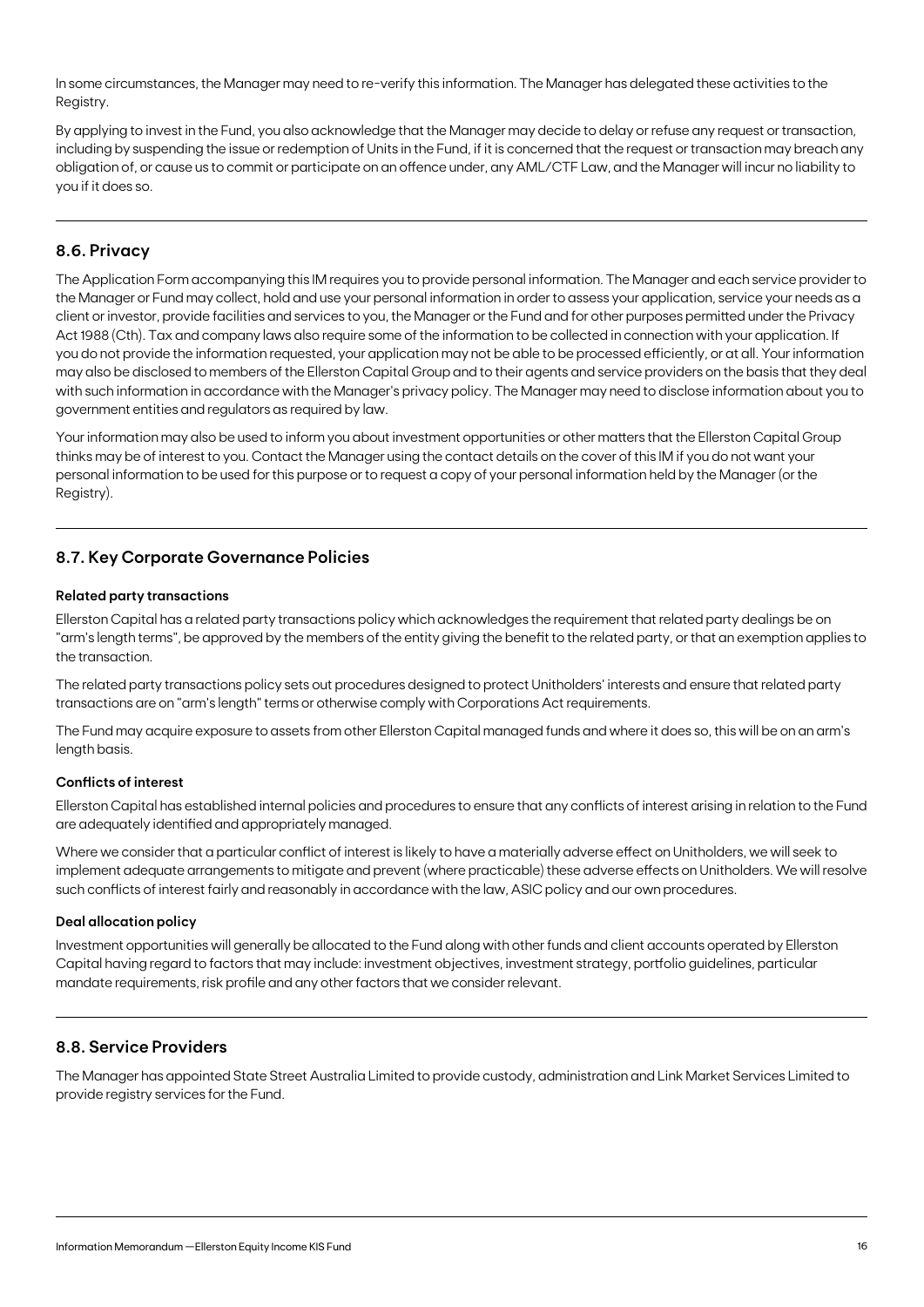In some circumstances, the Manager may need to re-verify this information. The Manager has delegated these activities to the Registry.

By applying to invest in the Fund, you also acknowledge that the Manager may decide to delay or refuse any request or transaction, including by suspending the issue or redemption of Units in the Fund, if it is concerned that the request or transaction may breach any obligation of, or cause us to commit or participate on an offence under, any AML/CTF Law, and the Manager will incur no liability to you if it does so.

## 8.6. Privacy

The Application Form accompanying this IM requires you to provide personal information. The Manager and each service provider to the Manager or Fund may collect, hold and use your personal information in order to assess your application, service your needs as a client or investor, provide facilities and services to you, the Manager or the Fund and for other purposes permitted under the Privacy Act 1988 (Cth). Tax and company laws also require some of the information to be collected in connection with your application. If you do not provide the information requested, your application may not be able to be processed efficiently, or at all. Your information may also be disclosed to members of the Ellerston Capital Group and to their agents and service providers on the basis that they deal with such information in accordance with the Manager's privacy policy. The Manager may need to disclose information about you to government entities and regulators as required by law.

Your information may also be used to inform you about investment opportunities or other matters that the Ellerston Capital Group thinks may be of interest to you. Contact the Manager using the contact details on the cover of this IM if you do not want your personal information to be used for this purpose or to request a copy of your personal information held by the Manager (or the Registry).

## 8.7. Key Corporate Governance Policies

**Related party transactions**

Ellerston Capital has a related party transactions policy which acknowledges the requirement that related party dealings be on "arm's length terms", be approved by the members of the entity giving the benefit to the related party, or that an exemption applies to the transaction.

The related party transactions policy sets out procedures designed to protect Unitholders' interests and ensure that related party transactions are on "arm's length" terms or otherwise comply with Corporations Act requirements.

The Fund may acquire exposure to assets from other Ellerston Capital managed funds and where it does so, this will be on an arm's length basis.

**Conflicts of interest**

Ellerston Capital has established internal policies and procedures to ensure that any conflicts of interest arising in relation to the Fund are adequately identified and appropriately managed.

Where we consider that a particular conflict of interest is likely to have a materially adverse effect on Unitholders, we will seek to implement adequate arrangements to mitigate and prevent (where practicable) these adverse effects on Unitholders. We will resolve such conflicts of interest fairly and reasonably in accordance with the law, ASIC policy and our own procedures.

**Deal allocation policy**

Investment opportunities will generally be allocated to the Fund along with other funds and client accounts operated by Ellerston Capital having regard to factors that may include: investment objectives, investment strategy, portfolio guidelines, particular mandate requirements, risk profile and any other factors that we consider relevant.

## 8.8. Service Providers

The Manager has appointed State Street Australia Limited to provide custody, administration and Link Market Services Limited to provide registry services for the Fund.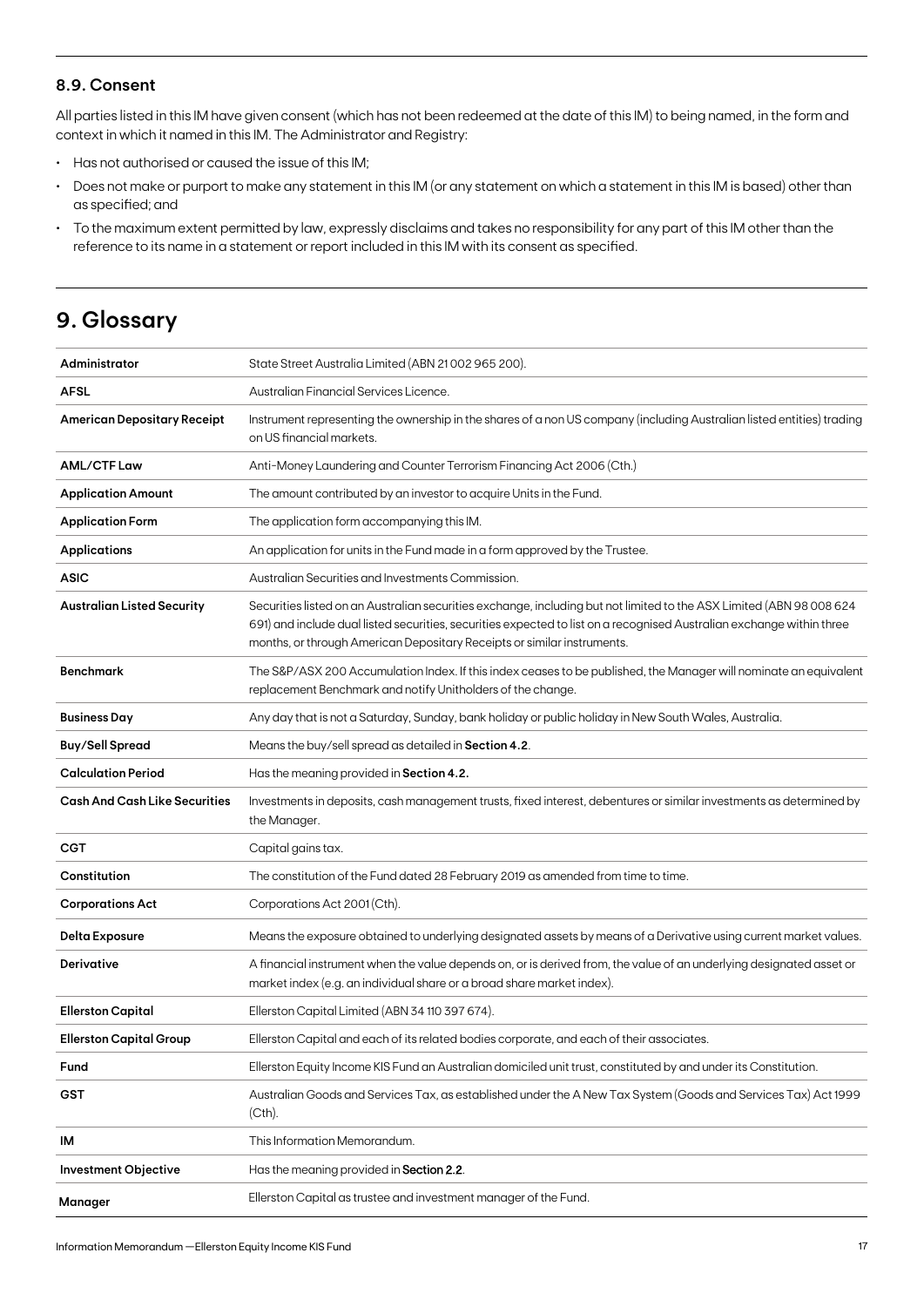### 8.9. Consent

All parties listed in this IM have given consent (which has not been redeemed at the date of this IM) to being named, in the form and context in which it named in this IM. The Administrator and Registry:

- Has not authorised or caused the issue of this IM;
- Does not make or purport to make any statement in this IM (or any statement on which a statement in this IM is based) other than as specified; and
- To the maximum extent permitted by law, expressly disclaims and takes no responsibility for any part of this IM other than the reference to its name in a statement or report included in this IM with its consent as specified.

## 9. Glossary

| | |
|---|---|
| **Administrator** | State Street Australia Limited (ABN 21 002 965 200). |
| **AFSL** | Australian Financial Services Licence. |
| **American Depositary Receipt** | Instrument representing the ownership in the shares of a non US company (including Australian listed entities) trading on US financial markets. |
| **AML/CTF Law** | Anti-Money Laundering and Counter Terrorism Financing Act 2006 (Cth.) |
| **Application Amount** | The amount contributed by an investor to acquire Units in the Fund. |
| **Application Form** | The application form accompanying this IM. |
| **Applications** | An application for units in the Fund made in a form approved by the Trustee. |
| **ASIC** | Australian Securities and Investments Commission. |
| **Australian Listed Security** | Securities listed on an Australian securities exchange, including but not limited to the ASX Limited (ABN 98 008 624 691) and include dual listed securities, securities expected to list on a recognised Australian exchange within three months, or through American Depositary Receipts or similar instruments. |
| **Benchmark** | The S&P/ASX 200 Accumulation Index. If this index ceases to be published, the Manager will nominate an equivalent replacement Benchmark and notify Unitholders of the change. |
| **Business Day** | Any day that is not a Saturday, Sunday, bank holiday or public holiday in New South Wales, Australia. |
| **Buy/Sell Spread** | Means the buy/sell spread as detailed in **Section 4.2**. |
| **Calculation Period** | Has the meaning provided in **Section 4.2.** |
| **Cash And Cash Like Securities** | Investments in deposits, cash management trusts, fixed interest, debentures or similar investments as determined by the Manager. |
| **CGT** | Capital gains tax. |
| **Constitution** | The constitution of the Fund dated 28 February 2019 as amended from time to time. |
| **Corporations Act** | Corporations Act 2001 (Cth). |
| **Delta Exposure** | Means the exposure obtained to underlying designated assets by means of a Derivative using current market values. |
| **Derivative** | A financial instrument when the value depends on, or is derived from, the value of an underlying designated asset or market index (e.g. an individual share or a broad share market index). |
| **Ellerston Capital** | Ellerston Capital Limited (ABN 34 110 397 674). |
| **Ellerston Capital Group** | Ellerston Capital and each of its related bodies corporate, and each of their associates. |
| **Fund** | Ellerston Equity Income KIS Fund an Australian domiciled unit trust, constituted by and under its Constitution. |
| **GST** | Australian Goods and Services Tax, as established under the A New Tax System (Goods and Services Tax) Act 1999 (Cth). |
| **IM** | This Information Memorandum. |
| **Investment Objective** | Has the meaning provided in **Section 2.2**. |
| **Manager** | Ellerston Capital as trustee and investment manager of the Fund. |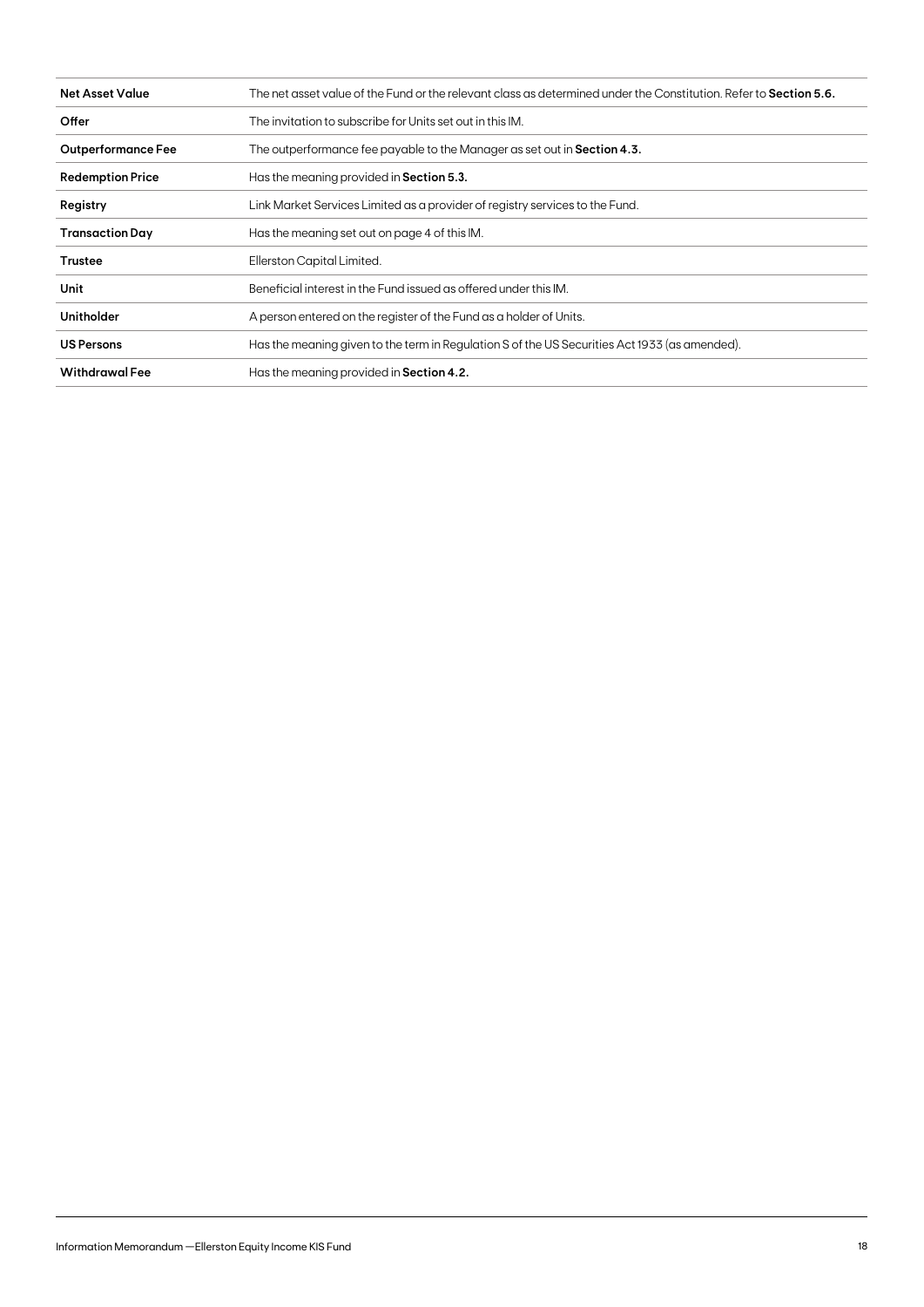| | |
|---|---|
| **Net Asset Value** | The net asset value of the Fund or the relevant class as determined under the Constitution. Refer to **Section 5.6.** |
| **Offer** | The invitation to subscribe for Units set out in this IM. |
| **Outperformance Fee** | The outperformance fee payable to the Manager as set out in **Section 4.3.** |
| **Redemption Price** | Has the meaning provided in **Section 5.3.** |
| **Registry** | Link Market Services Limited as a provider of registry services to the Fund. |
| **Transaction Day** | Has the meaning set out on page 4 of this IM. |
| **Trustee** | Ellerston Capital Limited. |
| **Unit** | Beneficial interest in the Fund issued as offered under this IM. |
| **Unitholder** | A person entered on the register of the Fund as a holder of Units. |
| **US Persons** | Has the meaning given to the term in Regulation S of the US Securities Act 1933 (as amended). |
| **Withdrawal Fee** | Has the meaning provided in **Section 4.2.** |